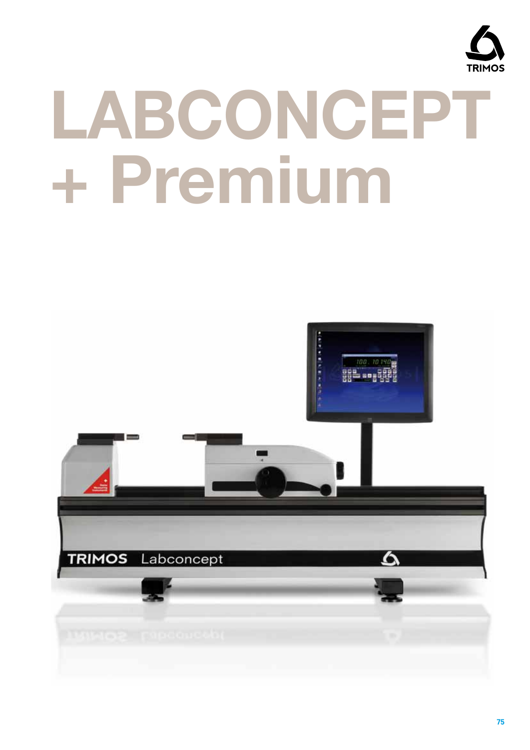# LABCONCEPT + Premium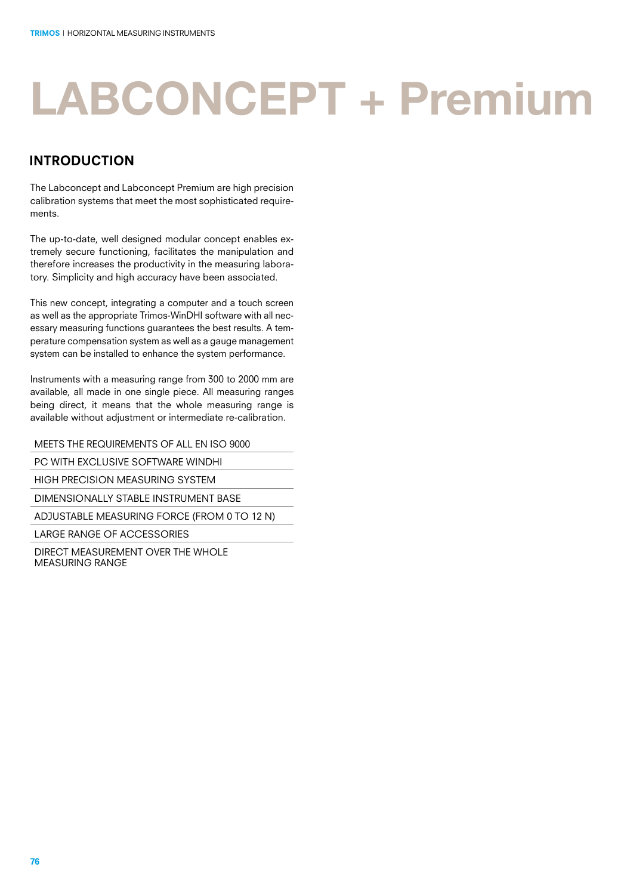# LABCONCEPT + Premium

## INTRODUCTION

The Labconcept and Labconcept Premium are high precision calibration systems that meet the most sophisticated requirements.

The up-to-date, well designed modular concept enables extremely secure functioning, facilitates the manipulation and therefore increases the productivity in the measuring laboratory. Simplicity and high accuracy have been associated.

This new concept, integrating a computer and a touch screen as well as the appropriate Trimos-WinDHI software with all necessary measuring functions guarantees the best results. A temperature compensation system as well as a gauge management system can be installed to enhance the system performance.

Instruments with a measuring range from 300 to 2000 mm are available, all made in one single piece. All measuring ranges being direct, it means that the whole measuring range is available without adjustment or intermediate re-calibration.

- MEETS THE REQUIREMENTS OF ALL EN ISO 9000
- PC WITH EXCLUSIVE SOFTWARE WINDHI
- HIGH PRECISION MEASURING SYSTEM
- DIMENSIONALLY STABLE INSTRUMENT BASE
- ADJUSTABLE MEASURING FORCE (FROM 0 TO 12 N)
- LARGE RANGE OF ACCESSORIES
- DIRECT MEASUREMENT OVER THE WHOLE MEASURING RANGE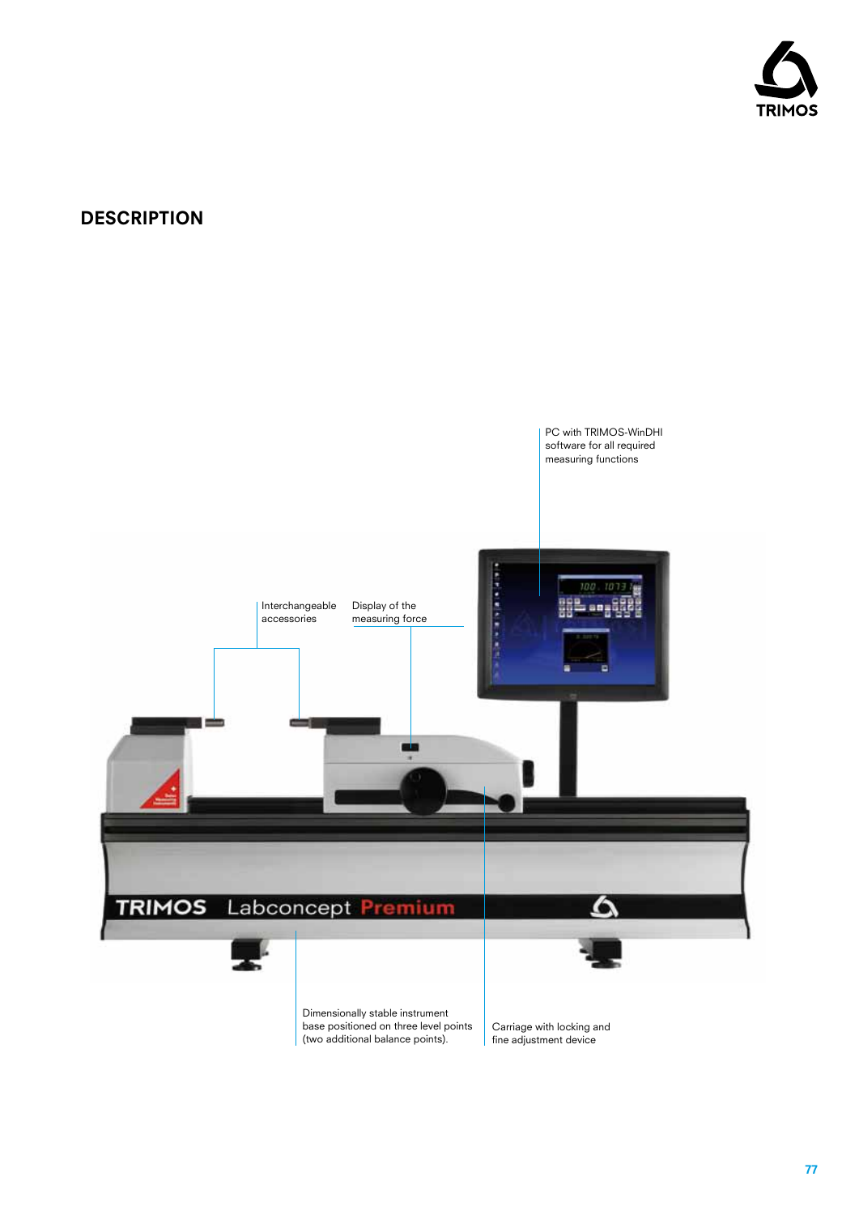## DESCRIPTION

PC with TRIMOS-WinDHI software for all required measuring functions

Interchangeable accessories

Display of the measuring force

Dimensionally stable instrument base positioned on three level points (two additional balance points).

Carriage with locking and fine adjustment device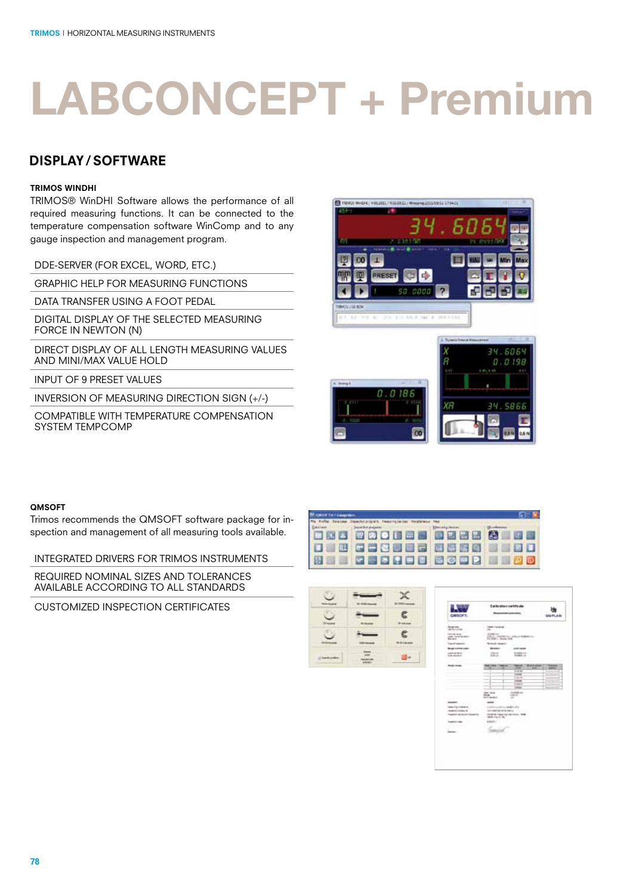# LABCONCEPT + Premium

## DISPLAY / SOFTWARE

### TRIMOS WINDHI

TRIMOS® WinDHI Software allows the performance of all required measuring functions. It can be connected to the temperature compensation software WinComp and to any gauge inspection and management program.

- DDE-SERVER (FOR EXCEL, WORD, ETC.)
- GRAPHIC HELP FOR MEASURING FUNCTIONS
- DATA TRANSFER USING A FOOT PEDAL
- DIGITAL DISPLAY OF THE SELECTED MEASURING FORCE IN NEWTON (N)
- DIRECT DISPLAY OF ALL LENGTH MEASURING VALUES AND MINI/MAX VALUE HOLD
- INPUT OF 9 PRESET VALUES
- INVERSION OF MEASURING DIRECTION SIGN (+/-)
- COMPATIBLE WITH TEMPERATURE COMPENSATION SYSTEM TEMPCOMP

### QMSOFT

Trimos recommends the QMSOFT software package for inspection and management of all measuring tools available.

- INTEGRATED DRIVERS FOR TRIMOS INSTRUMENTS
- REQUIRED NOMINAL SIZES AND TOLERANCES AVAILABLE ACCORDING TO ALL STANDARDS
- CUSTOMIZED INSPECTION CERTIFICATES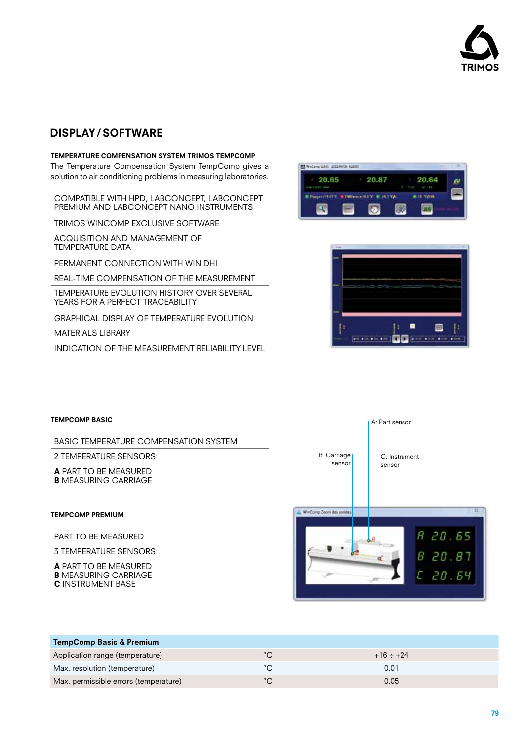## DISPLAY / SOFTWARE

**TEMPERATURE COMPENSATION SYSTEM TRIMOS TEMPCOMP**

The Temperature Compensation System TempComp gives a solution to air conditioning problems in measuring laboratories.

- COMPATIBLE WITH HPD, LABCONCEPT, LABCONCEPT PREMIUM AND LABCONCEPT NANO INSTRUMENTS
- TRIMOS WINCOMP EXCLUSIVE SOFTWARE
- ACQUISITION AND MANAGEMENT OF TEMPERATURE DATA
- PERMANENT CONNECTION WITH WIN DHI
- REAL-TIME COMPENSATION OF THE MEASUREMENT
- TEMPERATURE EVOLUTION HISTORY OVER SEVERAL YEARS FOR A PERFECT TRACEABILITY
- GRAPHICAL DISPLAY OF TEMPERATURE EVOLUTION
- MATERIALS LIBRARY
- INDICATION OF THE MEASUREMENT RELIABILITY LEVEL

**TEMPCOMP BASIC**

- BASIC TEMPERATURE COMPENSATION SYSTEM
- 2 TEMPERATURE SENSORS:

  **A** PART TO BE MEASURED
  **B** MEASURING CARRIAGE

**TEMPCOMP PREMIUM**

- PART TO BE MEASURED
- 3 TEMPERATURE SENSORS:

  **A** PART TO BE MEASURED
  **B** MEASURING CARRIAGE
  **C** INSTRUMENT BASE

A: Part sensor
B: Carriage sensor
C: Instrument sensor

| TempComp Basic & Premium | | |
|---|---|---|
| Application range (temperature) | °C | +16 ÷ +24 |
| Max. resolution (temperature) | °C | 0.01 |
| Max. permissible errors (temperature) | °C | 0.05 |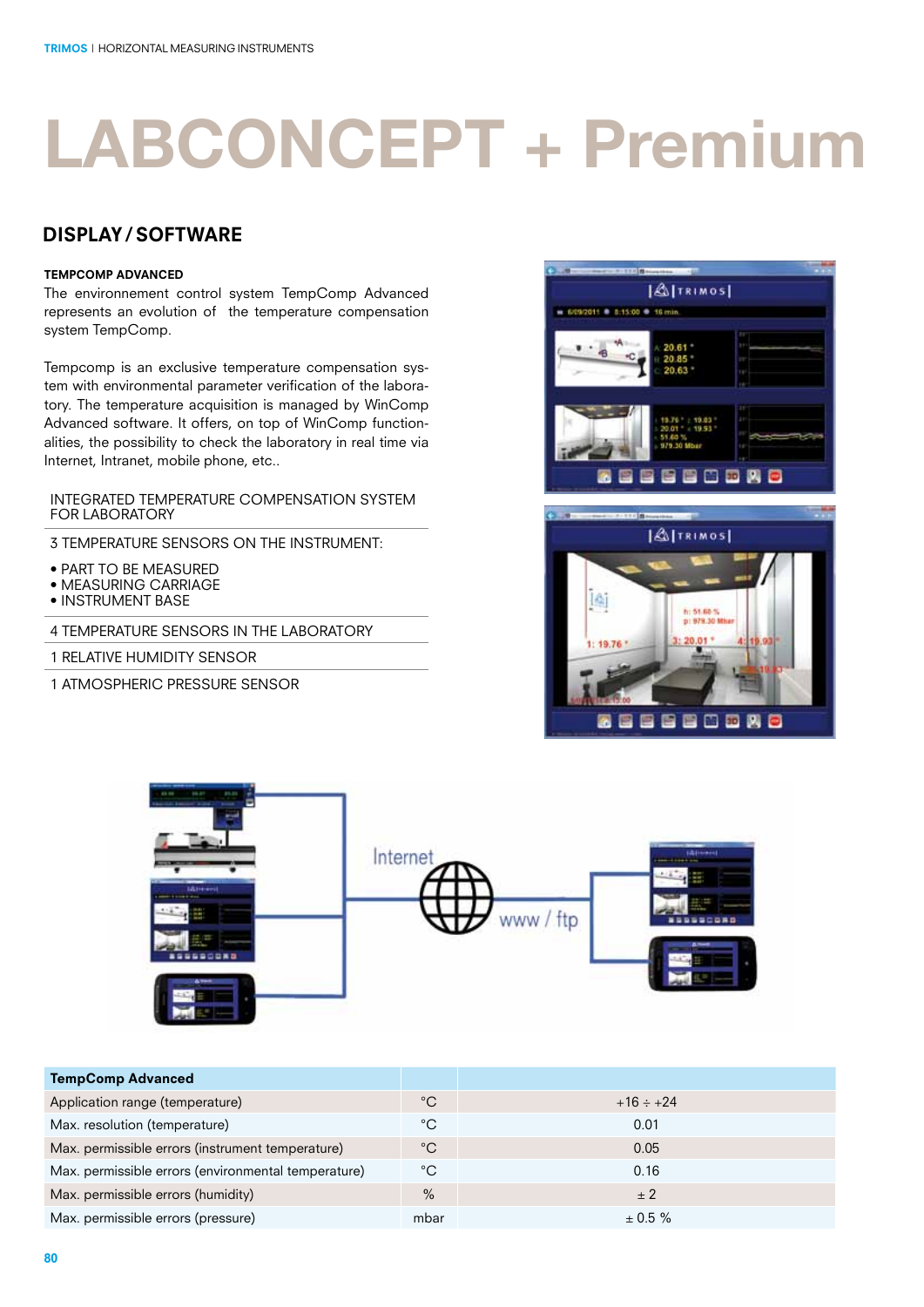# LABCONCEPT + Premium

## DISPLAY / SOFTWARE

**TEMPCOMP ADVANCED**

The environnement control system TempComp Advanced represents an evolution of the temperature compensation system TempComp.

Tempcomp is an exclusive temperature compensation system with environmental parameter verification of the laboratory. The temperature acquisition is managed by WinComp Advanced software. It offers, on top of WinComp functionalities, the possibility to check the laboratory in real time via Internet, Intranet, mobile phone, etc..

INTEGRATED TEMPERATURE COMPENSATION SYSTEM FOR LABORATORY

3 TEMPERATURE SENSORS ON THE INSTRUMENT:

- PART TO BE MEASURED
- MEASURING CARRIAGE
- INSTRUMENT BASE

4 TEMPERATURE SENSORS IN THE LABORATORY

1 RELATIVE HUMIDITY SENSOR

1 ATMOSPHERIC PRESSURE SENSOR

Internet

www / ftp

| TempComp Advanced | | |
|---|---|---|
| Application range (temperature) | °C | +16 ÷ +24 |
| Max. resolution (temperature) | °C | 0.01 |
| Max. permissible errors (instrument temperature) | °C | 0.05 |
| Max. permissible errors (environmental temperature) | °C | 0.16 |
| Max. permissible errors (humidity) | % | ± 2 |
| Max. permissible errors (pressure) | mbar | ± 0.5 % |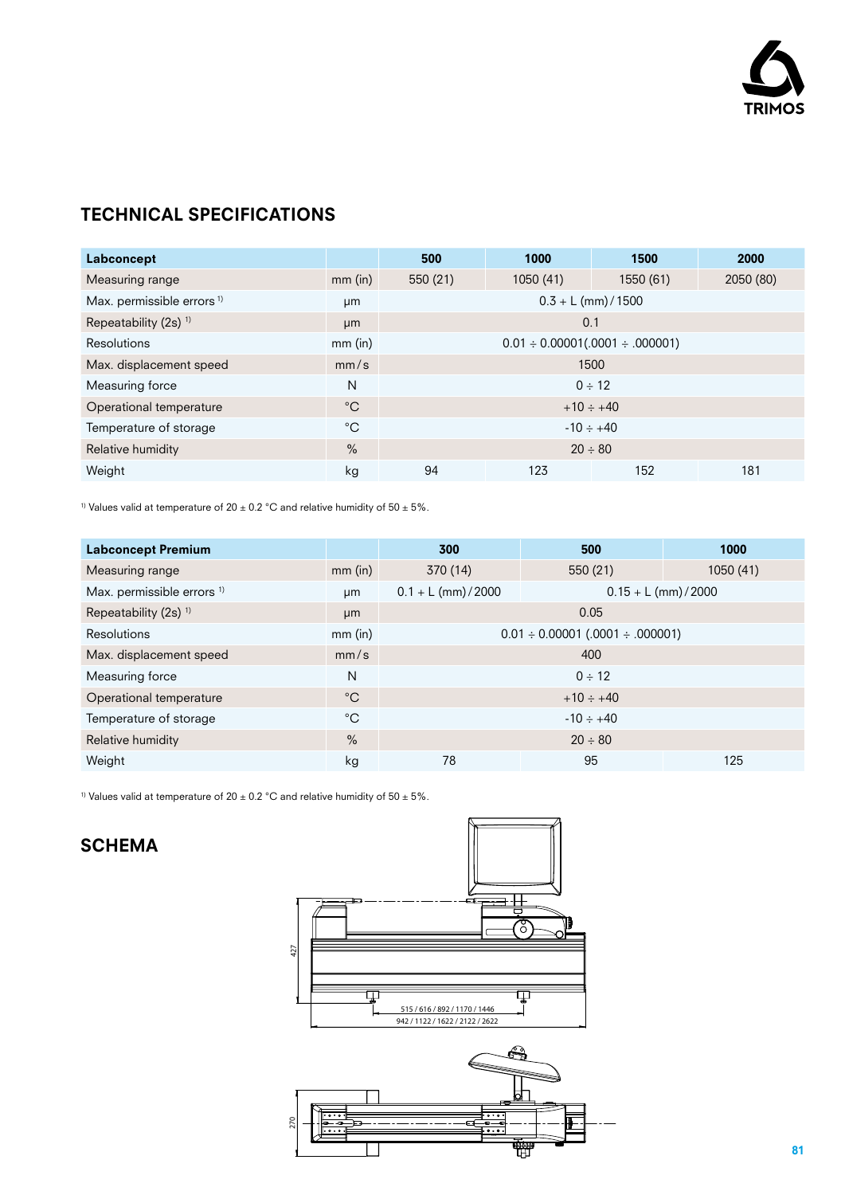## TECHNICAL SPECIFICATIONS

| Labconcept | | 500 | 1000 | 1500 | 2000 |
|---|---|---|---|---|---|
| Measuring range | mm (in) | 550 (21) | 1050 (41) | 1550 (61) | 2050 (80) |
| Max. permissible errors [1] | µm | 0.3 + L (mm) / 1500 | | | |
| Repeatability (2s) [1] | µm | 0.1 | | | |
| Resolutions | mm (in) | 0.01 ÷ 0.00001(.0001 ÷ .000001) | | | |
| Max. displacement speed | mm / s | 1500 | | | |
| Measuring force | N | 0 ÷ 12 | | | |
| Operational temperature | °C | +10 ÷ +40 | | | |
| Temperature of storage | °C | -10 ÷ +40 | | | |
| Relative humidity | % | 20 ÷ 80 | | | |
| Weight | kg | 94 | 123 | 152 | 181 |

[1] Values valid at temperature of 20 ± 0.2 °C and relative humidity of 50 ± 5%.

| Labconcept Premium | | 300 | 500 | 1000 |
|---|---|---|---|---|
| Measuring range | mm (in) | 370 (14) | 550 (21) | 1050 (41) |
| Max. permissible errors [1] | µm | 0.1 + L (mm) / 2000 | 0.15 + L (mm) / 2000 | |
| Repeatability (2s) [1] | µm | 0.05 | | |
| Resolutions | mm (in) | 0.01 ÷ 0.00001 (.0001 ÷ .000001) | | |
| Max. displacement speed | mm / s | 400 | | |
| Measuring force | N | 0 ÷ 12 | | |
| Operational temperature | °C | +10 ÷ +40 | | |
| Temperature of storage | °C | -10 ÷ +40 | | |
| Relative humidity | % | 20 ÷ 80 | | |
| Weight | kg | 78 | 95 | 125 |

[1] Values valid at temperature of 20 ± 0.2 °C and relative humidity of 50 ± 5%.

## SCHEMA

427

515 / 616 / 892 / 1170 / 1446

942 / 1122 / 1622 / 2122 / 2622

270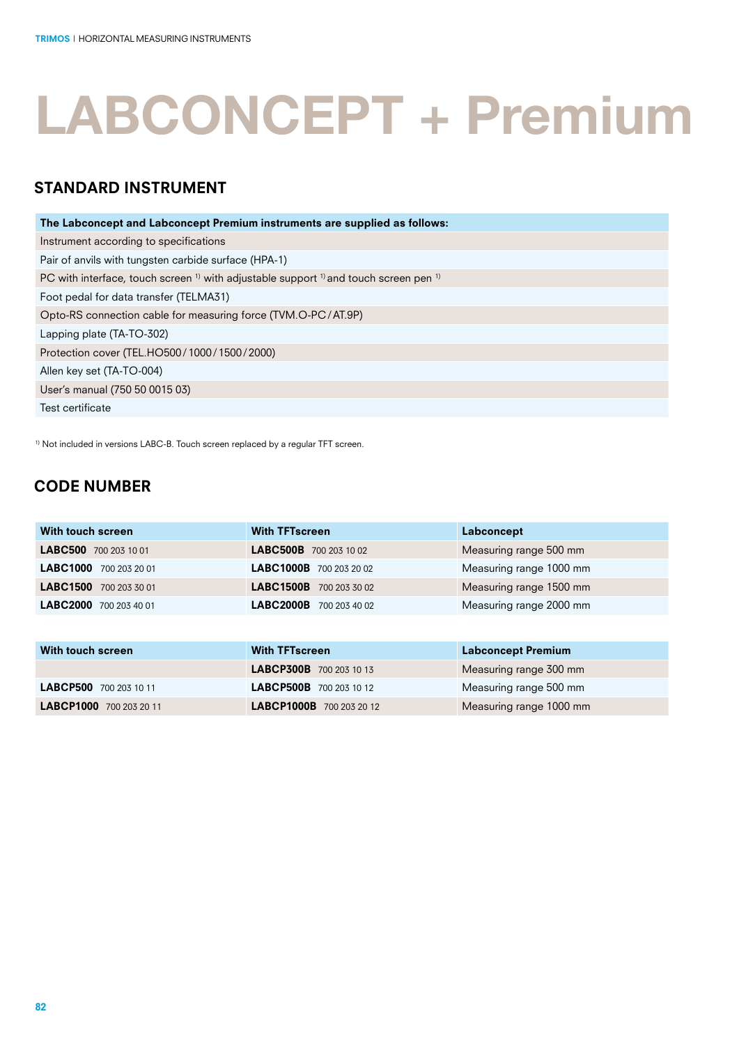# LABCONCEPT + Premium

## STANDARD INSTRUMENT

| The Labconcept and Labconcept Premium instruments are supplied as follows: |
|---|
| Instrument according to specifications |
| Pair of anvils with tungsten carbide surface (HPA-1) |
| PC with interface, touch screen [1] with adjustable support [1] and touch screen pen [1] |
| Foot pedal for data transfer (TELMA31) |
| Opto-RS connection cable for measuring force (TVM.O-PC/AT.9P) |
| Lapping plate (TA-TO-302) |
| Protection cover (TEL.HO500/1000/1500/2000) |
| Allen key set (TA-TO-004) |
| User's manual (750 50 0015 03) |
| Test certificate |

[1] Not included in versions LABC-B. Touch screen replaced by a regular TFT screen.

## CODE NUMBER

| With touch screen | With TFTscreen | Labconcept |
|---|---|---|
| **LABC500** 700 203 10 01 | **LABC500B** 700 203 10 02 | Measuring range 500 mm |
| **LABC1000** 700 203 20 01 | **LABC1000B** 700 203 20 02 | Measuring range 1000 mm |
| **LABC1500** 700 203 30 01 | **LABC1500B** 700 203 30 02 | Measuring range 1500 mm |
| **LABC2000** 700 203 40 01 | **LABC2000B** 700 203 40 02 | Measuring range 2000 mm |

| With touch screen | With TFTscreen | Labconcept Premium |
|---|---|---|
| | **LABCP300B** 700 203 10 13 | Measuring range 300 mm |
| **LABCP500** 700 203 10 11 | **LABCP500B** 700 203 10 12 | Measuring range 500 mm |
| **LABCP1000** 700 203 20 11 | **LABCP1000B** 700 203 20 12 | Measuring range 1000 mm |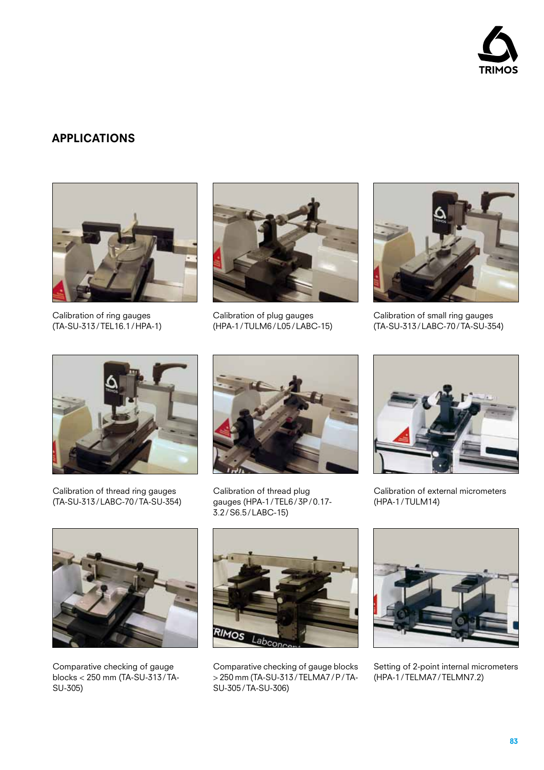## APPLICATIONS

Calibration of ring gauges (TA-SU-313 / TEL16.1 / HPA-1)

Calibration of plug gauges (HPA-1 / TULM6 / L05 / LABC-15)

Calibration of small ring gauges (TA-SU-313 / LABC-70 / TA-SU-354)

Calibration of thread ring gauges (TA-SU-313 / LABC-70 / TA-SU-354)

Calibration of thread plug gauges (HPA-1 / TEL6 / 3P / 0.17-3.2 / S6.5 / LABC-15)

Calibration of external micrometers (HPA-1 / TULM14)

Comparative checking of gauge blocks < 250 mm (TA-SU-313 / TA-SU-305)

Comparative checking of gauge blocks > 250 mm (TA-SU-313 / TELMA7 / P / TA-SU-305 / TA-SU-306)

Setting of 2-point internal micrometers (HPA-1 / TELMA7 / TELMN7.2)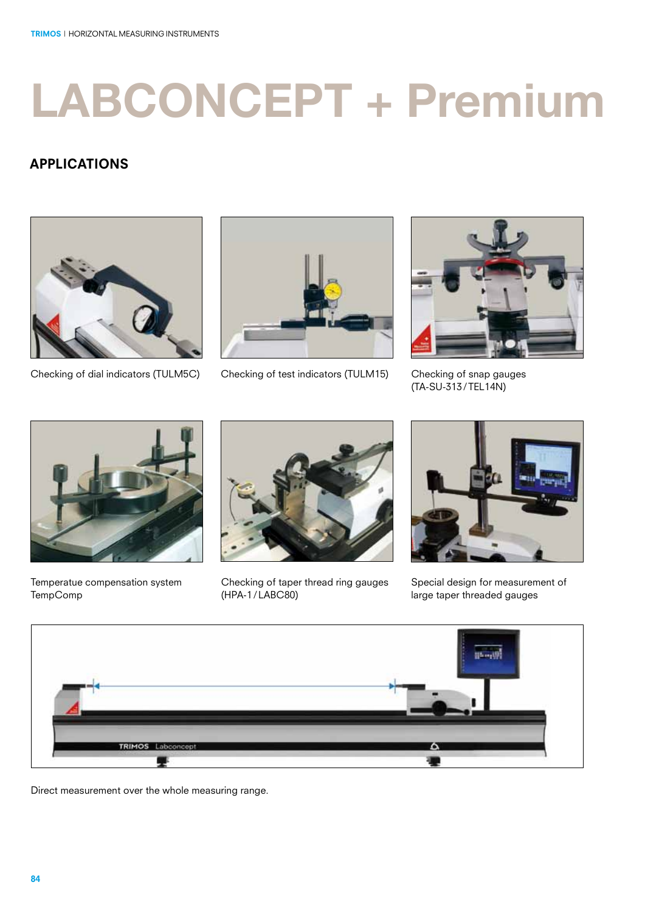# LABCONCEPT + Premium

## APPLICATIONS

Checking of dial indicators (TULM5C)

Checking of test indicators (TULM15)

Checking of snap gauges (TA-SU-313 / TEL14N)

Temperatue compensation system TempComp

Checking of taper thread ring gauges (HPA-1 / LABC80)

Special design for measurement of large taper threaded gauges

Direct measurement over the whole measuring range.